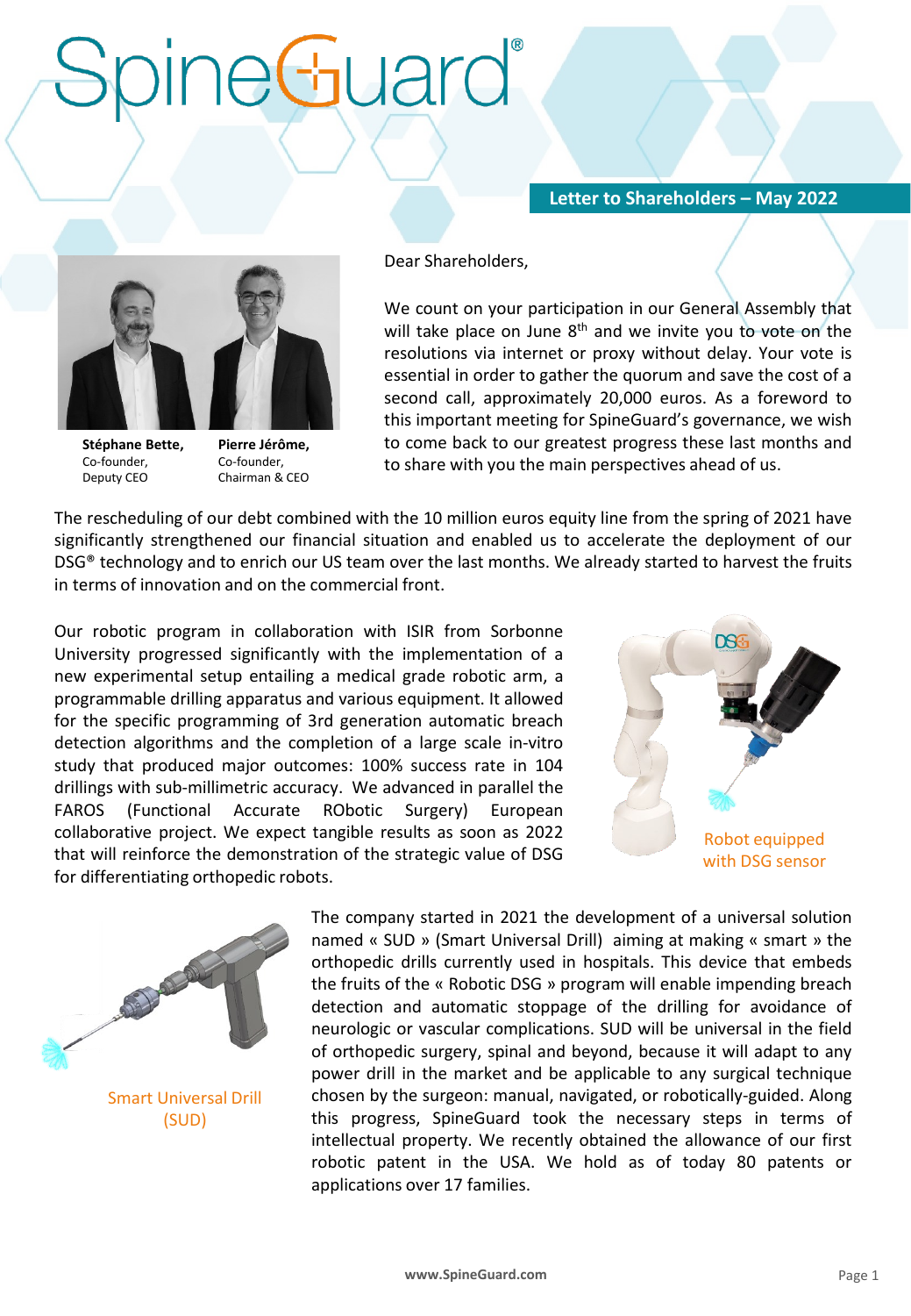# SpineGuard®

**Letter to Shareholders – May 2022**

**Stéphane Bette,**
Co-founder,
Deputy CEO

**Pierre Jérôme,**
Co-founder,
Chairman & CEO

Dear Shareholders,

We count on your participation in our General Assembly that will take place on June 8th and we invite you to vote on the resolutions via internet or proxy without delay. Your vote is essential in order to gather the quorum and save the cost of a second call, approximately 20,000 euros. As a foreword to this important meeting for SpineGuard's governance, we wish to come back to our greatest progress these last months and to share with you the main perspectives ahead of us.

The rescheduling of our debt combined with the 10 million euros equity line from the spring of 2021 have significantly strengthened our financial situation and enabled us to accelerate the deployment of our DSG® technology and to enrich our US team over the last months. We already started to harvest the fruits in terms of innovation and on the commercial front.

Our robotic program in collaboration with ISIR from Sorbonne University progressed significantly with the implementation of a new experimental setup entailing a medical grade robotic arm, a programmable drilling apparatus and various equipment. It allowed for the specific programming of 3rd generation automatic breach detection algorithms and the completion of a large scale in-vitro study that produced major outcomes: 100% success rate in 104 drillings with sub-millimetric accuracy. We advanced in parallel the FAROS (Functional Accurate RObotic Surgery) European collaborative project. We expect tangible results as soon as 2022 that will reinforce the demonstration of the strategic value of DSG for differentiating orthopedic robots.

Robot equipped with DSG sensor

The company started in 2021 the development of a universal solution named « SUD » (Smart Universal Drill) aiming at making « smart » the orthopedic drills currently used in hospitals. This device that embeds the fruits of the « Robotic DSG » program will enable impending breach detection and automatic stoppage of the drilling for avoidance of neurologic or vascular complications. SUD will be universal in the field of orthopedic surgery, spinal and beyond, because it will adapt to any power drill in the market and be applicable to any surgical technique chosen by the surgeon: manual, navigated, or robotically-guided. Along this progress, SpineGuard took the necessary steps in terms of intellectual property. We recently obtained the allowance of our first robotic patent in the USA. We hold as of today 80 patents or applications over 17 families.

Smart Universal Drill (SUD)

www.SpineGuard.com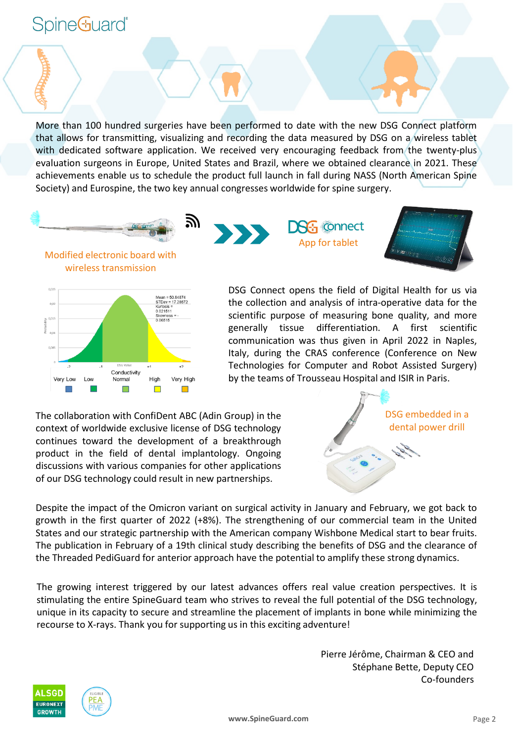More than 100 hundred surgeries have been performed to date with the new DSG Connect platform that allows for transmitting, visualizing and recording the data measured by DSG on a wireless tablet with dedicated software application. We received very encouraging feedback from the twenty-plus evaluation surgeons in Europe, United States and Brazil, where we obtained clearance in 2021. These achievements enable us to schedule the product full launch in fall during NASS (North American Spine Society) and Eurospine, the two key annual congresses worldwide for spine surgery.

Modified electronic board with wireless transmission

DSG Connect

App for tablet

Mean = 50.64874
STDev = 17.28672
Kurtosis = 0.021611
Skewness = - 0.06515

Probability

DSG Value

Conductivity

Very Low Low Normal High Very High

DSG Connect opens the field of Digital Health for us via the collection and analysis of intra-operative data for the scientific purpose of measuring bone quality, and more generally tissue differentiation. A first scientific communication was thus given in April 2022 in Naples, Italy, during the CRAS conference (Conference on New Technologies for Computer and Robot Assisted Surgery) by the teams of Trousseau Hospital and ISIR in Paris.

The collaboration with ConfiDent ABC (Adin Group) in the context of worldwide exclusive license of DSG technology continues toward the development of a breakthrough product in the field of dental implantology. Ongoing discussions with various companies for other applications of our DSG technology could result in new partnerships.

DSG embedded in a dental power drill

Despite the impact of the Omicron variant on surgical activity in January and February, we got back to growth in the first quarter of 2022 (+8%). The strengthening of our commercial team in the United States and our strategic partnership with the American company Wishbone Medical start to bear fruits. The publication in February of a 19th clinical study describing the benefits of DSG and the clearance of the Threaded PediGuard for anterior approach have the potential to amplify these strong dynamics.

The growing interest triggered by our latest advances offers real value creation perspectives. It is stimulating the entire SpineGuard team who strives to reveal the full potential of the DSG technology, unique in its capacity to secure and streamline the placement of implants in bone while minimizing the recourse to X-rays. Thank you for supporting us in this exciting adventure!

Pierre Jérôme, Chairman & CEO and
Stéphane Bette, Deputy CEO
Co-founders

ALSGD EURONEXT GROWTH

ELIGIBLE PEA PME

www.SpineGuard.com